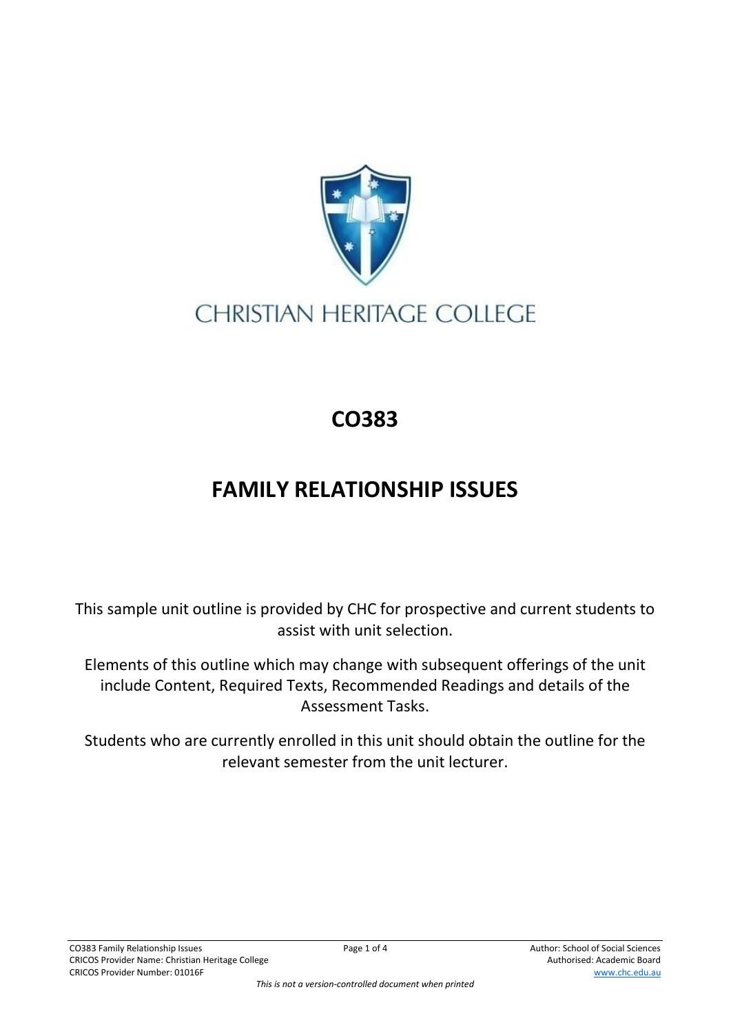CHRISTIAN HERITAGE COLLEGE

# CO383

# FAMILY RELATIONSHIP ISSUES

This sample unit outline is provided by CHC for prospective and current students to assist with unit selection.

Elements of this outline which may change with subsequent offerings of the unit include Content, Required Texts, Recommended Readings and details of the Assessment Tasks.

Students who are currently enrolled in this unit should obtain the outline for the relevant semester from the unit lecturer.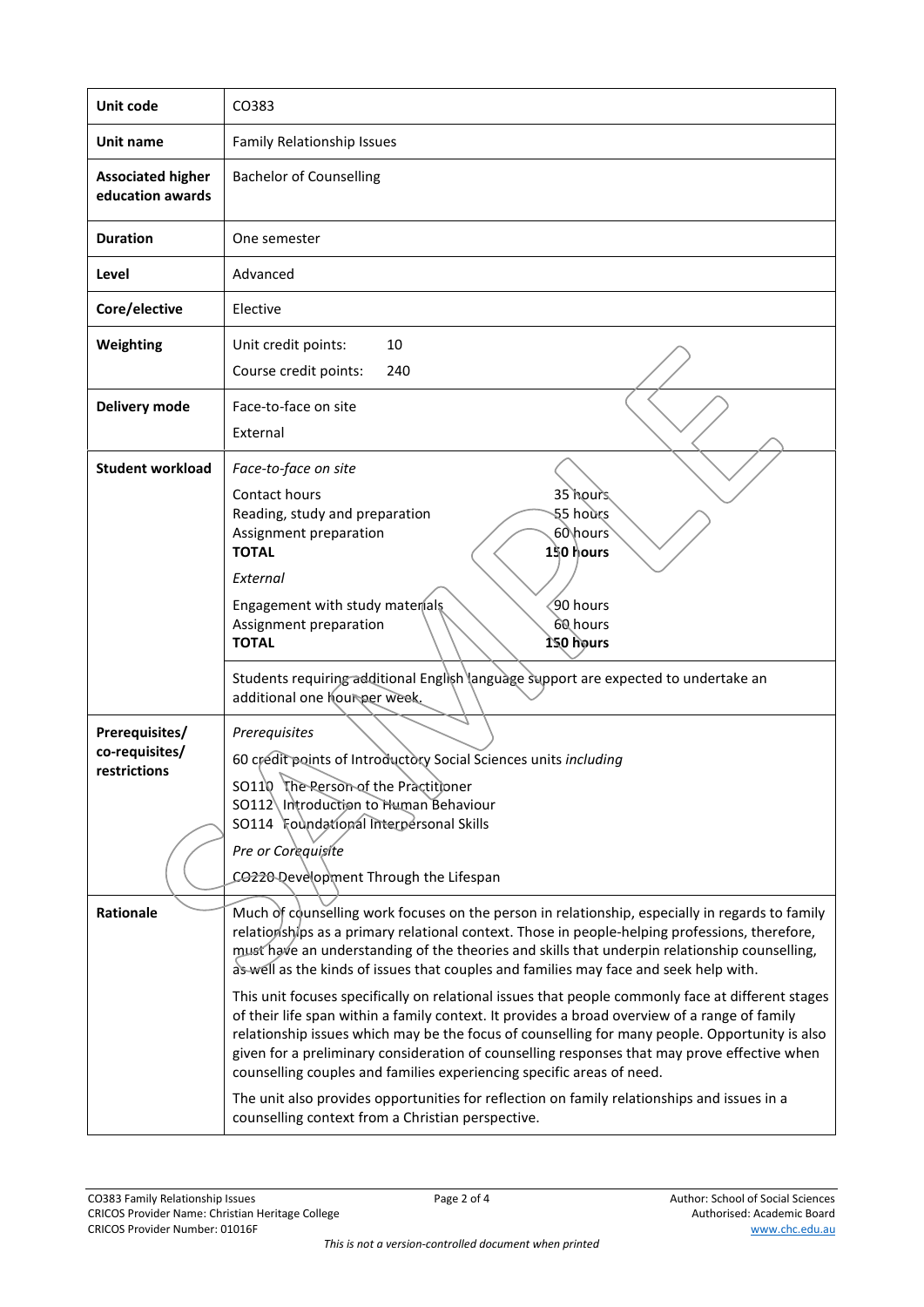| Unit code | CO383 |
|---|---|
| Unit name | Family Relationship Issues |
| Associated higher education awards | Bachelor of Counselling |
| Duration | One semester |
| Level | Advanced |
| Core/elective | Elective |
| Weighting | Unit credit points: 10<br>Course credit points: 240 |
| Delivery mode | Face-to-face on site<br>External |
| Student workload | *Face-to-face on site*<br>Contact hours 35 hours<br>Reading, study and preparation 55 hours<br>Assignment preparation 60 hours<br>**TOTAL 150 hours**<br>*External*<br>Engagement with study materials 90 hours<br>Assignment preparation 60 hours<br>**TOTAL 150 hours**<br><br>Students requiring additional English language support are expected to undertake an additional one hour per week. |
| Prerequisites/ co-requisites/ restrictions | *Prerequisites*<br>60 credit points of Introductory Social Sciences units *including*<br>SO110 The Person of the Practitioner<br>SO112 Introduction to Human Behaviour<br>SO114 Foundational Interpersonal Skills<br>*Pre or Corequisite*<br>CO220 Development Through the Lifespan |
| Rationale | Much of counselling work focuses on the person in relationship, especially in regards to family relationships as a primary relational context. Those in people-helping professions, therefore, must have an understanding of the theories and skills that underpin relationship counselling, as well as the kinds of issues that couples and families may face and seek help with.<br><br>This unit focuses specifically on relational issues that people commonly face at different stages of their life span within a family context. It provides a broad overview of a range of family relationship issues which may be the focus of counselling for many people. Opportunity is also given for a preliminary consideration of counselling responses that may prove effective when counselling couples and families experiencing specific areas of need.<br><br>The unit also provides opportunities for reflection on family relationships and issues in a counselling context from a Christian perspective. |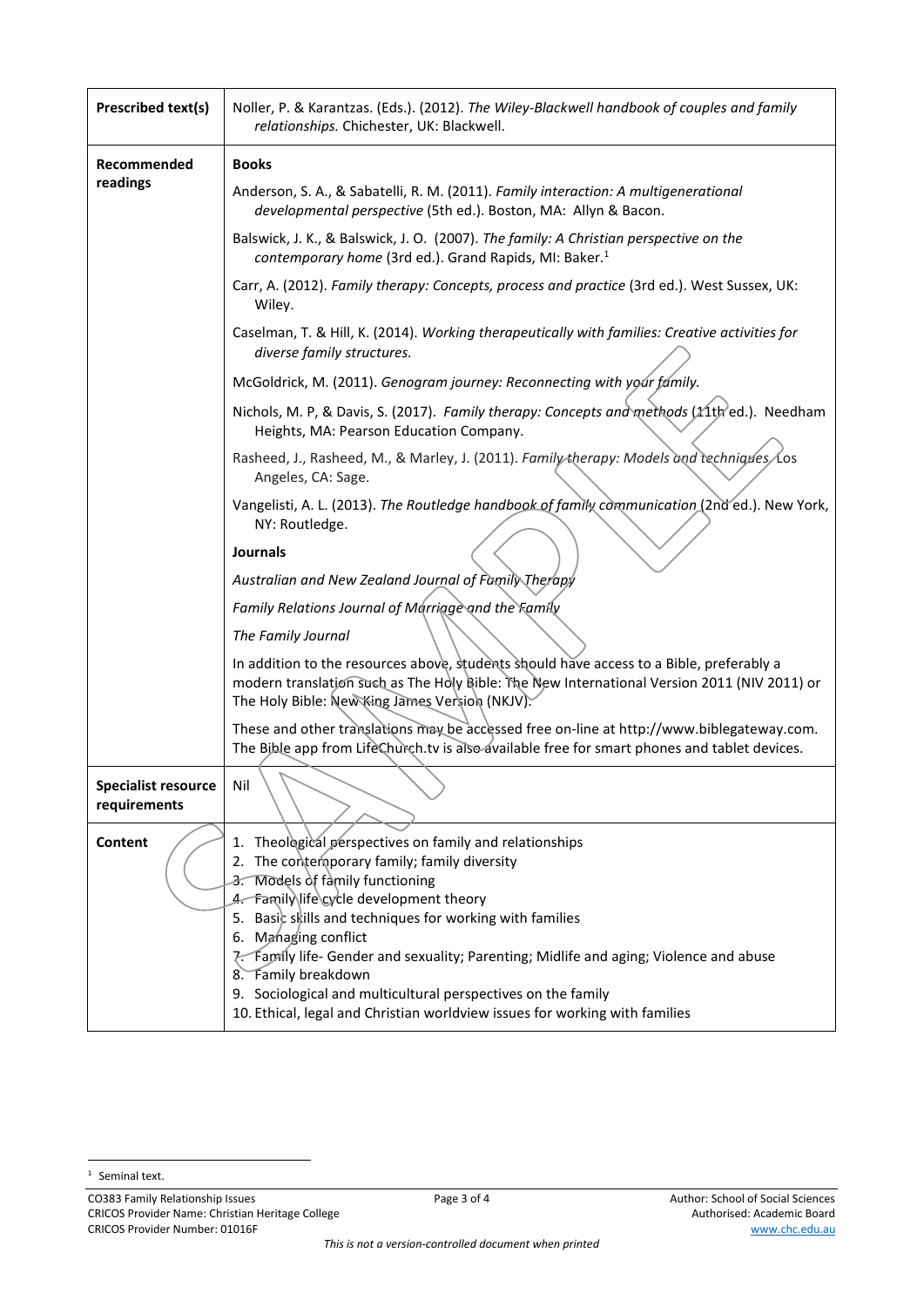| | |
|---|---|
| **Prescribed text(s)** | Noller, P. & Karantzas. (Eds.). (2012). *The Wiley-Blackwell handbook of couples and family relationships.* Chichester, UK: Blackwell. |
| **Recommended readings** | **Books**<br><br>Anderson, S. A., & Sabatelli, R. M. (2011). *Family interaction: A multigenerational developmental perspective* (5th ed.). Boston, MA: Allyn & Bacon.<br><br>Balswick, J. K., & Balswick, J. O. (2007). *The family: A Christian perspective on the contemporary home* (3rd ed.). Grand Rapids, MI: Baker.[1]<br><br>Carr, A. (2012). *Family therapy: Concepts, process and practice* (3rd ed.). West Sussex, UK: Wiley.<br><br>Caselman, T. & Hill, K. (2014). *Working therapeutically with families: Creative activities for diverse family structures.*<br><br>McGoldrick, M. (2011). *Genogram journey: Reconnecting with your family.*<br><br>Nichols, M. P, & Davis, S. (2017). *Family therapy: Concepts and methods* (11th ed.). Needham Heights, MA: Pearson Education Company.<br><br>Rasheed, J., Rasheed, M., & Marley, J. (2011). *Family therapy: Models and techniques.* Los Angeles, CA: Sage.<br><br>Vangelisti, A. L. (2013). *The Routledge handbook of family communication* (2nd ed.). New York, NY: Routledge.<br><br>**Journals**<br><br>*Australian and New Zealand Journal of Family Therapy*<br><br>*Family Relations Journal of Marriage and the Family*<br><br>*The Family Journal*<br><br>In addition to the resources above, students should have access to a Bible, preferably a modern translation such as The Holy Bible: The New International Version 2011 (NIV 2011) or The Holy Bible: New King James Version (NKJV).<br><br>These and other translations may be accessed free on-line at http://www.biblegateway.com. The Bible app from LifeChurch.tv is also available free for smart phones and tablet devices. |
| **Specialist resource requirements** | Nil |
| **Content** | 1. Theological perspectives on family and relationships<br>2. The contemporary family; family diversity<br>3. Models of family functioning<br>4. Family life cycle development theory<br>5. Basic skills and techniques for working with families<br>6. Managing conflict<br>7. Family life- Gender and sexuality; Parenting; Midlife and aging; Violence and abuse<br>8. Family breakdown<br>9. Sociological and multicultural perspectives on the family<br>10. Ethical, legal and Christian worldview issues for working with families |

[1] Seminal text.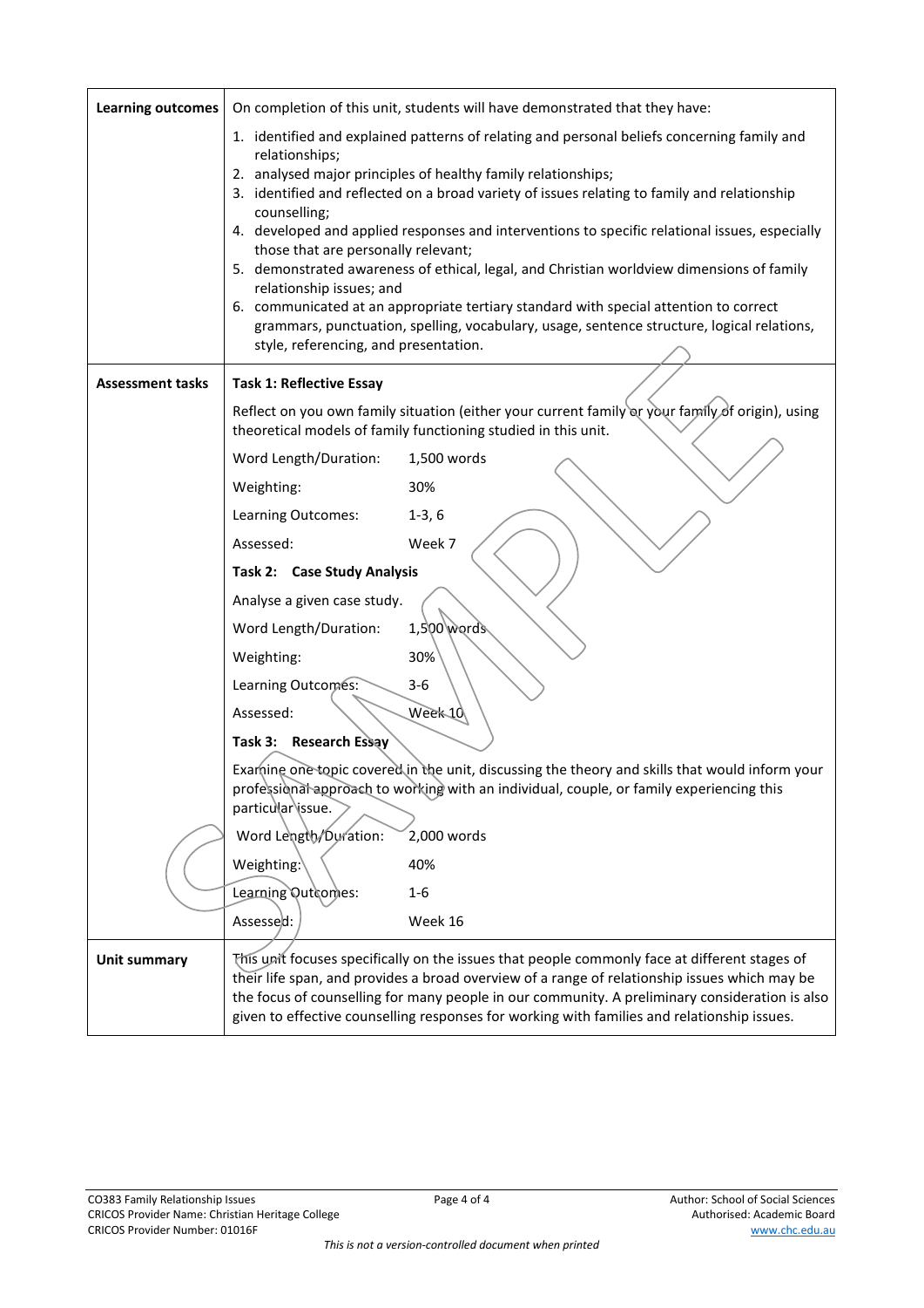| | |
|---|---|
| **Learning outcomes** | On completion of this unit, students will have demonstrated that they have:<br>1. identified and explained patterns of relating and personal beliefs concerning family and relationships;<br>2. analysed major principles of healthy family relationships;<br>3. identified and reflected on a broad variety of issues relating to family and relationship counselling;<br>4. developed and applied responses and interventions to specific relational issues, especially those that are personally relevant;<br>5. demonstrated awareness of ethical, legal, and Christian worldview dimensions of family relationship issues; and<br>6. communicated at an appropriate tertiary standard with special attention to correct grammars, punctuation, spelling, vocabulary, usage, sentence structure, logical relations, style, referencing, and presentation. |
| **Assessment tasks** | **Task 1: Reflective Essay**<br>Reflect on you own family situation (either your current family or your family of origin), using theoretical models of family functioning studied in this unit.<br>Word Length/Duration: 1,500 words<br>Weighting: 30%<br>Learning Outcomes: 1-3, 6<br>Assessed: Week 7<br><br>**Task 2: Case Study Analysis**<br>Analyse a given case study.<br>Word Length/Duration: 1,500 words<br>Weighting: 30%<br>Learning Outcomes: 3-6<br>Assessed: Week 10<br><br>**Task 3: Research Essay**<br>Examine one topic covered in the unit, discussing the theory and skills that would inform your professional approach to working with an individual, couple, or family experiencing this particular issue.<br>Word Length/Duration: 2,000 words<br>Weighting: 40%<br>Learning Outcomes: 1-6<br>Assessed: Week 16 |
| **Unit summary** | This unit focuses specifically on the issues that people commonly face at different stages of their life span, and provides a broad overview of a range of relationship issues which may be the focus of counselling for many people in our community. A preliminary consideration is also given to effective counselling responses for working with families and relationship issues. |

CO383 Family Relationship Issues
CRICOS Provider Name: Christian Heritage College
CRICOS Provider Number: 01016F

Author: School of Social Sciences
Authorised: Academic Board
www.chc.edu.au

*This is not a version-controlled document when printed*